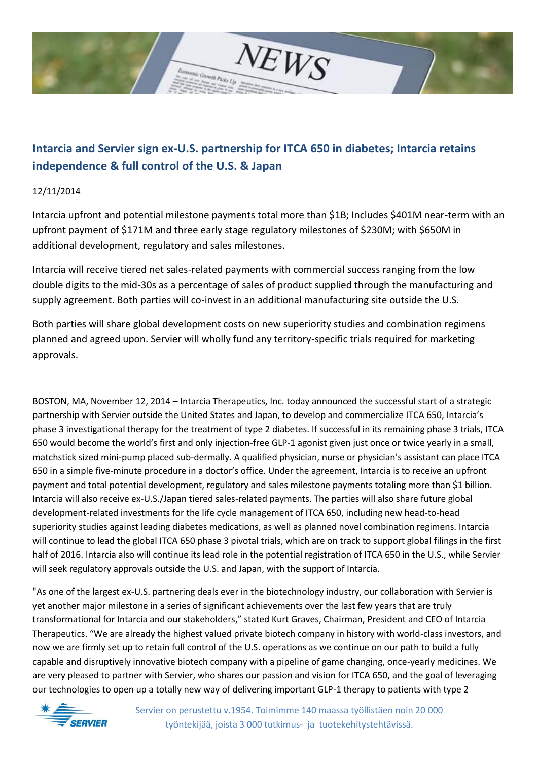## Intarcia and Servier sign ex-U.S. partnership for ITCA 650 in diabetes; Intarcia retains independence & full control of the U.S. & Japan

12/11/2014

Intarcia upfront and potential milestone payments total more than $1B; Includes $401M near-term with an upfront payment of $171M and three early stage regulatory milestones of $230M; with $650M in additional development, regulatory and sales milestones.

Intarcia will receive tiered net sales-related payments with commercial success ranging from the low double digits to the mid-30s as a percentage of sales of product supplied through the manufacturing and supply agreement. Both parties will co-invest in an additional manufacturing site outside the U.S.

Both parties will share global development costs on new superiority studies and combination regimens planned and agreed upon. Servier will wholly fund any territory-specific trials required for marketing approvals.

BOSTON, MA, November 12, 2014 – Intarcia Therapeutics, Inc. today announced the successful start of a strategic partnership with Servier outside the United States and Japan, to develop and commercialize ITCA 650, Intarcia's phase 3 investigational therapy for the treatment of type 2 diabetes. If successful in its remaining phase 3 trials, ITCA 650 would become the world's first and only injection-free GLP-1 agonist given just once or twice yearly in a small, matchstick sized mini-pump placed sub-dermally. A qualified physician, nurse or physician's assistant can place ITCA 650 in a simple five-minute procedure in a doctor's office. Under the agreement, Intarcia is to receive an upfront payment and total potential development, regulatory and sales milestone payments totaling more than $1 billion. Intarcia will also receive ex-U.S./Japan tiered sales-related payments. The parties will also share future global development-related investments for the life cycle management of ITCA 650, including new head-to-head superiority studies against leading diabetes medications, as well as planned novel combination regimens. Intarcia will continue to lead the global ITCA 650 phase 3 pivotal trials, which are on track to support global filings in the first half of 2016. Intarcia also will continue its lead role in the potential registration of ITCA 650 in the U.S., while Servier will seek regulatory approvals outside the U.S. and Japan, with the support of Intarcia.

"As one of the largest ex-U.S. partnering deals ever in the biotechnology industry, our collaboration with Servier is yet another major milestone in a series of significant achievements over the last few years that are truly transformational for Intarcia and our stakeholders," stated Kurt Graves, Chairman, President and CEO of Intarcia Therapeutics. "We are already the highest valued private biotech company in history with world-class investors, and now we are firmly set up to retain full control of the U.S. operations as we continue on our path to build a fully capable and disruptively innovative biotech company with a pipeline of game changing, once-yearly medicines. We are very pleased to partner with Servier, who shares our passion and vision for ITCA 650, and the goal of leveraging our technologies to open up a totally new way of delivering important GLP-1 therapy to patients with type 2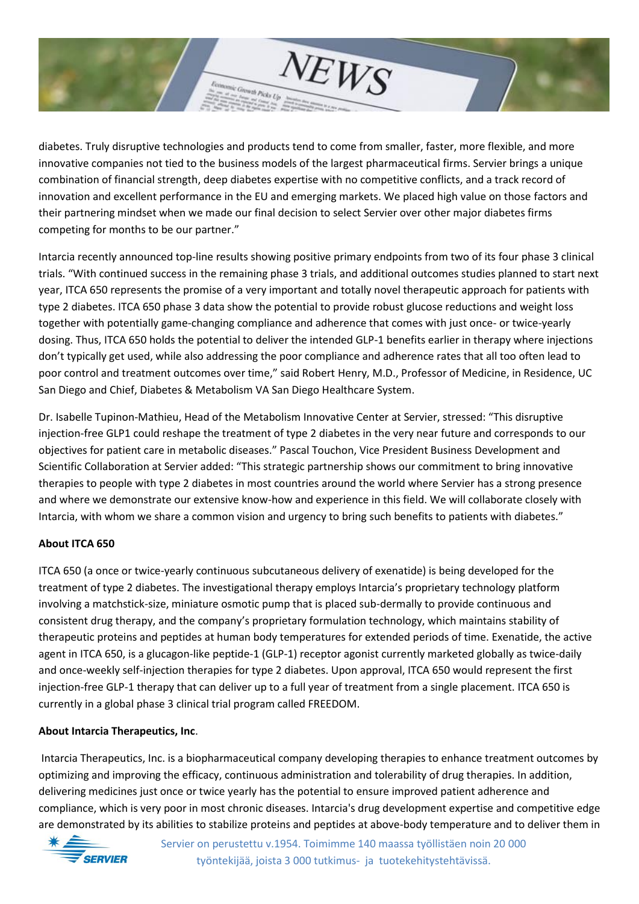diabetes. Truly disruptive technologies and products tend to come from smaller, faster, more flexible, and more innovative companies not tied to the business models of the largest pharmaceutical firms. Servier brings a unique combination of financial strength, deep diabetes expertise with no competitive conflicts, and a track record of innovation and excellent performance in the EU and emerging markets. We placed high value on those factors and their partnering mindset when we made our final decision to select Servier over other major diabetes firms competing for months to be our partner."

Intarcia recently announced top-line results showing positive primary endpoints from two of its four phase 3 clinical trials. "With continued success in the remaining phase 3 trials, and additional outcomes studies planned to start next year, ITCA 650 represents the promise of a very important and totally novel therapeutic approach for patients with type 2 diabetes. ITCA 650 phase 3 data show the potential to provide robust glucose reductions and weight loss together with potentially game-changing compliance and adherence that comes with just once- or twice-yearly dosing. Thus, ITCA 650 holds the potential to deliver the intended GLP-1 benefits earlier in therapy where injections don't typically get used, while also addressing the poor compliance and adherence rates that all too often lead to poor control and treatment outcomes over time," said Robert Henry, M.D., Professor of Medicine, in Residence, UC San Diego and Chief, Diabetes & Metabolism VA San Diego Healthcare System.

Dr. Isabelle Tupinon-Mathieu, Head of the Metabolism Innovative Center at Servier, stressed: "This disruptive injection-free GLP1 could reshape the treatment of type 2 diabetes in the very near future and corresponds to our objectives for patient care in metabolic diseases." Pascal Touchon, Vice President Business Development and Scientific Collaboration at Servier added: "This strategic partnership shows our commitment to bring innovative therapies to people with type 2 diabetes in most countries around the world where Servier has a strong presence and where we demonstrate our extensive know-how and experience in this field. We will collaborate closely with Intarcia, with whom we share a common vision and urgency to bring such benefits to patients with diabetes."

**About ITCA 650**

ITCA 650 (a once or twice-yearly continuous subcutaneous delivery of exenatide) is being developed for the treatment of type 2 diabetes. The investigational therapy employs Intarcia's proprietary technology platform involving a matchstick-size, miniature osmotic pump that is placed sub-dermally to provide continuous and consistent drug therapy, and the company's proprietary formulation technology, which maintains stability of therapeutic proteins and peptides at human body temperatures for extended periods of time. Exenatide, the active agent in ITCA 650, is a glucagon-like peptide-1 (GLP-1) receptor agonist currently marketed globally as twice-daily and once-weekly self-injection therapies for type 2 diabetes. Upon approval, ITCA 650 would represent the first injection-free GLP-1 therapy that can deliver up to a full year of treatment from a single placement. ITCA 650 is currently in a global phase 3 clinical trial program called FREEDOM.

**About Intarcia Therapeutics, Inc**.

Intarcia Therapeutics, Inc. is a biopharmaceutical company developing therapies to enhance treatment outcomes by optimizing and improving the efficacy, continuous administration and tolerability of drug therapies. In addition, delivering medicines just once or twice yearly has the potential to ensure improved patient adherence and compliance, which is very poor in most chronic diseases. Intarcia's drug development expertise and competitive edge are demonstrated by its abilities to stabilize proteins and peptides at above-body temperature and to deliver them in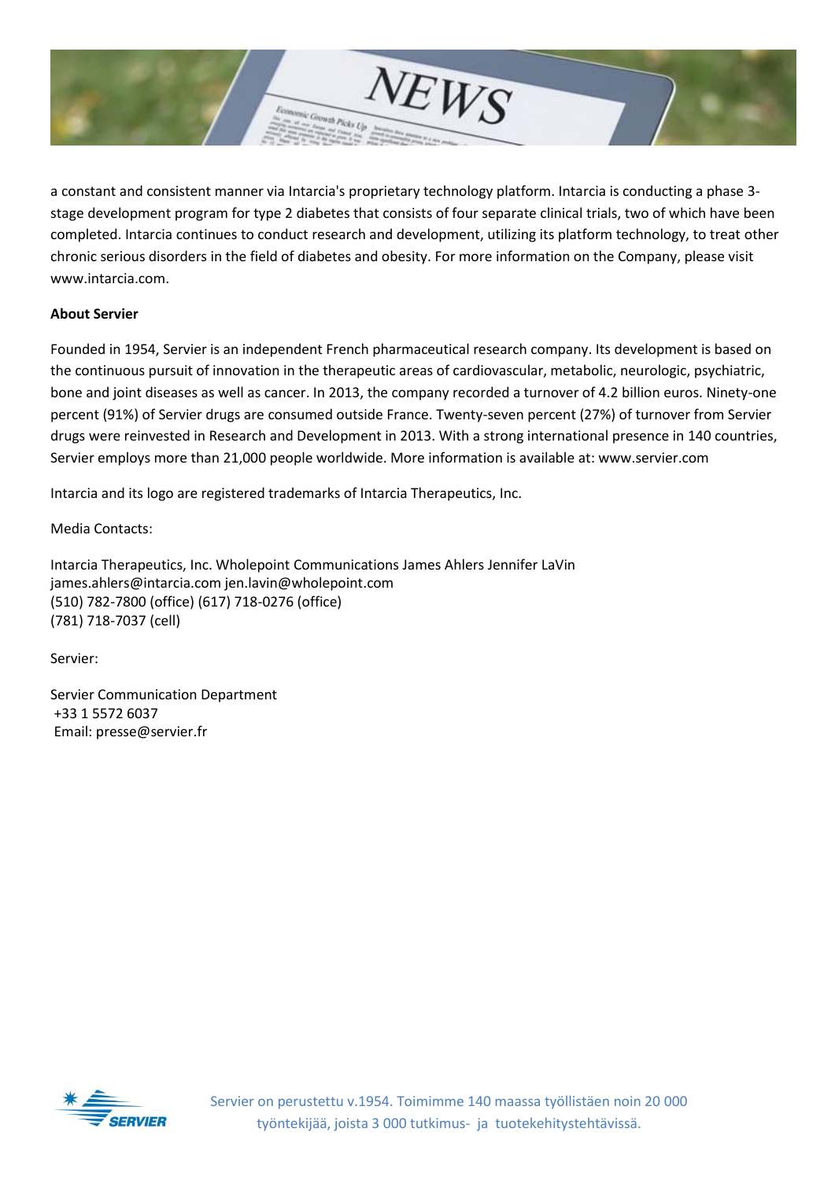a constant and consistent manner via Intarcia's proprietary technology platform. Intarcia is conducting a phase 3-stage development program for type 2 diabetes that consists of four separate clinical trials, two of which have been completed. Intarcia continues to conduct research and development, utilizing its platform technology, to treat other chronic serious disorders in the field of diabetes and obesity. For more information on the Company, please visit www.intarcia.com.

**About Servier**

Founded in 1954, Servier is an independent French pharmaceutical research company. Its development is based on the continuous pursuit of innovation in the therapeutic areas of cardiovascular, metabolic, neurologic, psychiatric, bone and joint diseases as well as cancer. In 2013, the company recorded a turnover of 4.2 billion euros. Ninety-one percent (91%) of Servier drugs are consumed outside France. Twenty-seven percent (27%) of turnover from Servier drugs were reinvested in Research and Development in 2013. With a strong international presence in 140 countries, Servier employs more than 21,000 people worldwide. More information is available at: www.servier.com

Intarcia and its logo are registered trademarks of Intarcia Therapeutics, Inc.

Media Contacts:

Intarcia Therapeutics, Inc. Wholepoint Communications James Ahlers Jennifer LaVin
james.ahlers@intarcia.com jen.lavin@wholepoint.com
(510) 782-7800 (office) (617) 718-0276 (office)
(781) 718-7037 (cell)

Servier:

Servier Communication Department
+33 1 5572 6037
Email: presse@servier.fr